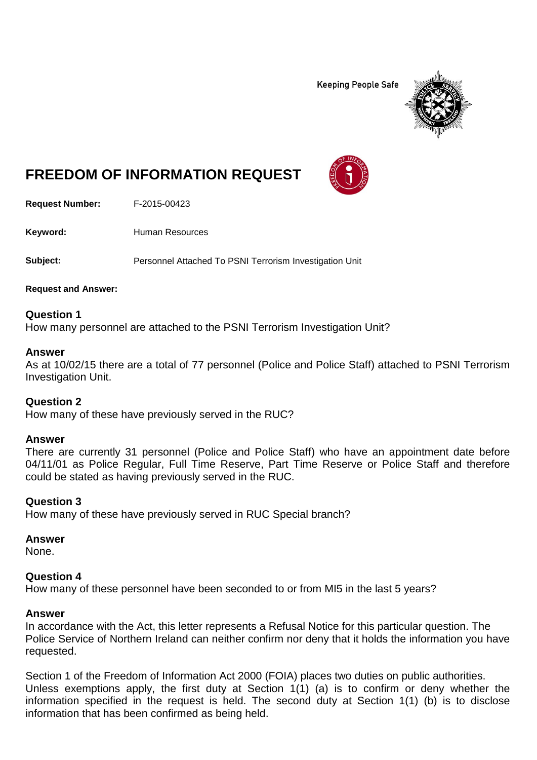Keeping People Safe

# FREEDOM OF INFORMATION REQUEST

**Request Number:** F-2015-00423

**Keyword:** Human Resources

**Subject:** Personnel Attached To PSNI Terrorism Investigation Unit

**Request and Answer:**

**Question 1**
How many personnel are attached to the PSNI Terrorism Investigation Unit?

**Answer**
As at 10/02/15 there are a total of 77 personnel (Police and Police Staff) attached to PSNI Terrorism Investigation Unit.

**Question 2**
How many of these have previously served in the RUC?

**Answer**
There are currently 31 personnel (Police and Police Staff) who have an appointment date before 04/11/01 as Police Regular, Full Time Reserve, Part Time Reserve or Police Staff and therefore could be stated as having previously served in the RUC.

**Question 3**
How many of these have previously served in RUC Special branch?

**Answer**
None.

**Question 4**
How many of these personnel have been seconded to or from MI5 in the last 5 years?

**Answer**
In accordance with the Act, this letter represents a Refusal Notice for this particular question. The Police Service of Northern Ireland can neither confirm nor deny that it holds the information you have requested.

Section 1 of the Freedom of Information Act 2000 (FOIA) places two duties on public authorities. Unless exemptions apply, the first duty at Section 1(1) (a) is to confirm or deny whether the information specified in the request is held. The second duty at Section 1(1) (b) is to disclose information that has been confirmed as being held.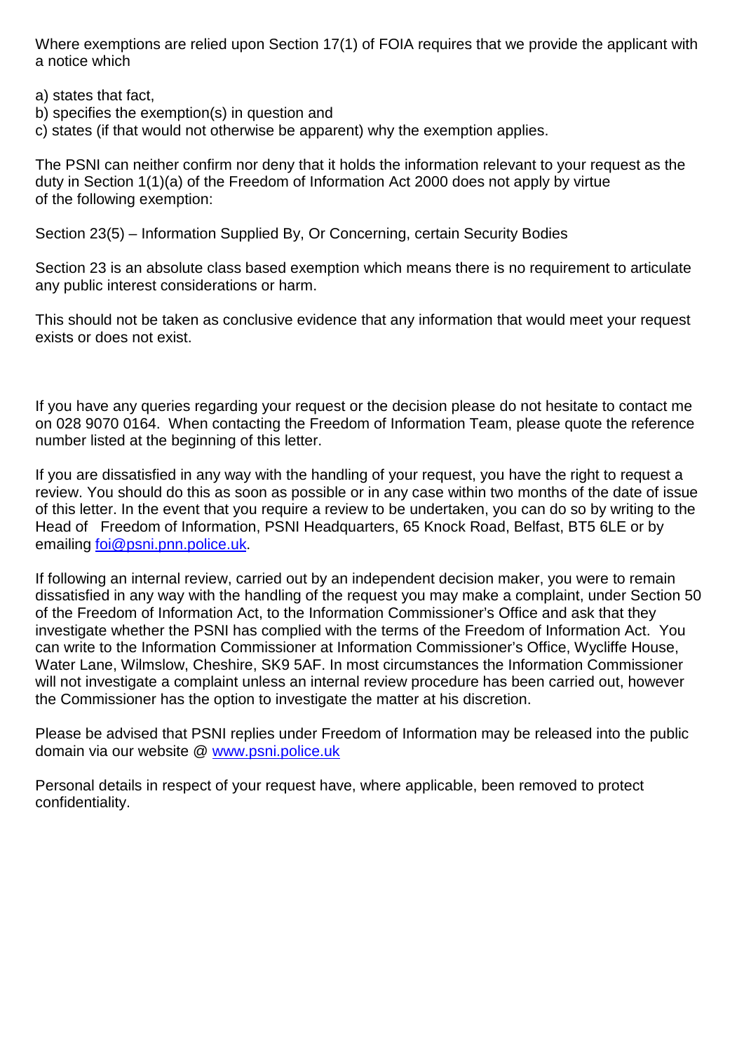Where exemptions are relied upon Section 17(1) of FOIA requires that we provide the applicant with a notice which

a) states that fact,
b) specifies the exemption(s) in question and
c) states (if that would not otherwise be apparent) why the exemption applies.

The PSNI can neither confirm nor deny that it holds the information relevant to your request as the duty in Section 1(1)(a) of the Freedom of Information Act 2000 does not apply by virtue of the following exemption:

Section 23(5) – Information Supplied By, Or Concerning, certain Security Bodies

Section 23 is an absolute class based exemption which means there is no requirement to articulate any public interest considerations or harm.

This should not be taken as conclusive evidence that any information that would meet your request exists or does not exist.

If you have any queries regarding your request or the decision please do not hesitate to contact me on 028 9070 0164. When contacting the Freedom of Information Team, please quote the reference number listed at the beginning of this letter.

If you are dissatisfied in any way with the handling of your request, you have the right to request a review. You should do this as soon as possible or in any case within two months of the date of issue of this letter. In the event that you require a review to be undertaken, you can do so by writing to the Head of Freedom of Information, PSNI Headquarters, 65 Knock Road, Belfast, BT5 6LE or by emailing foi@psni.pnn.police.uk.

If following an internal review, carried out by an independent decision maker, you were to remain dissatisfied in any way with the handling of the request you may make a complaint, under Section 50 of the Freedom of Information Act, to the Information Commissioner's Office and ask that they investigate whether the PSNI has complied with the terms of the Freedom of Information Act. You can write to the Information Commissioner at Information Commissioner's Office, Wycliffe House, Water Lane, Wilmslow, Cheshire, SK9 5AF. In most circumstances the Information Commissioner will not investigate a complaint unless an internal review procedure has been carried out, however the Commissioner has the option to investigate the matter at his discretion.

Please be advised that PSNI replies under Freedom of Information may be released into the public domain via our website @ www.psni.police.uk

Personal details in respect of your request have, where applicable, been removed to protect confidentiality.